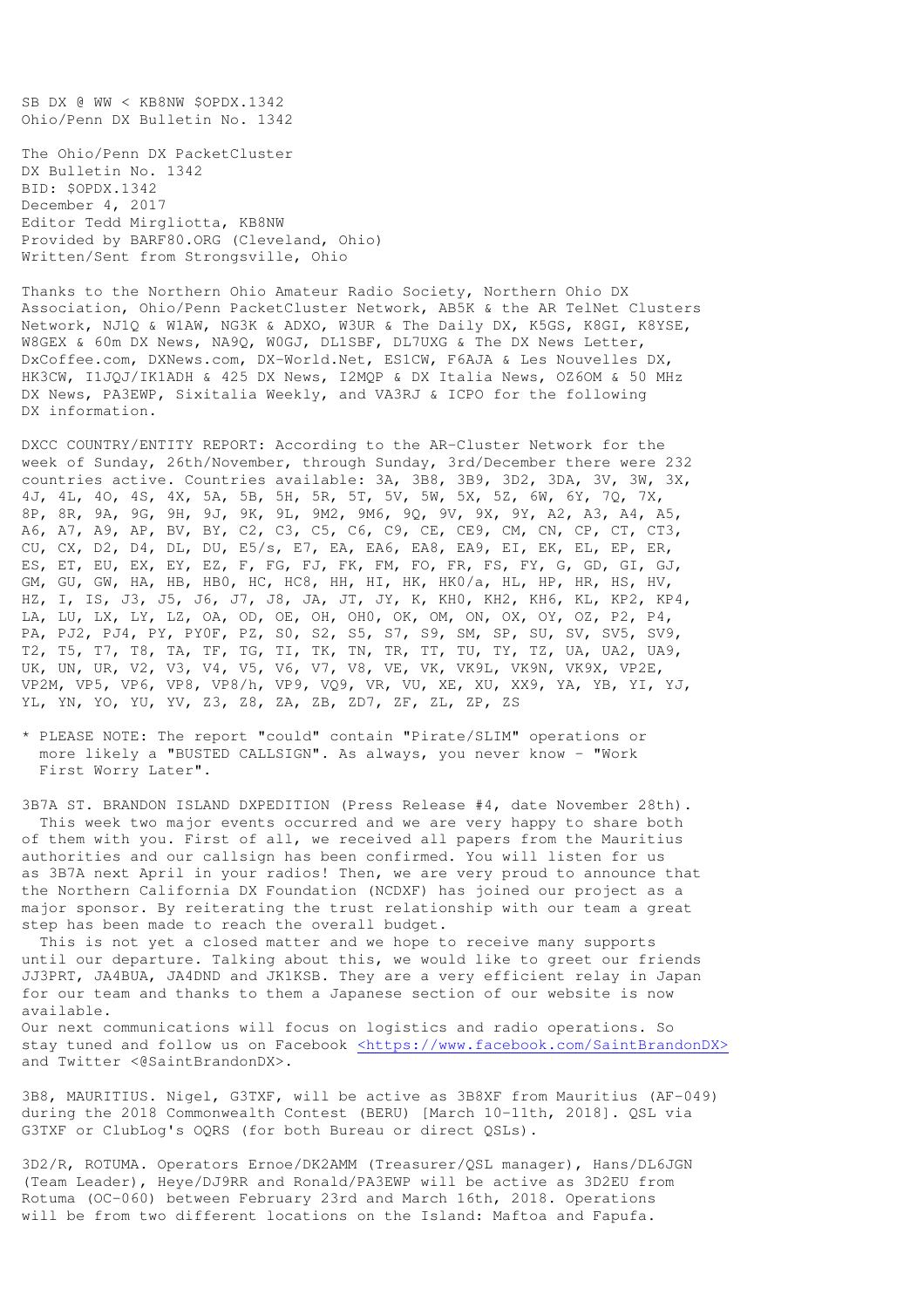SB DX @ WW < KB8NW $OPDX.1342
Ohio/Penn DX Bulletin No. 1342

The Ohio/Penn DX PacketCluster
DX Bulletin No. 1342
BID: $OPDX.1342
December 4, 2017
Editor Tedd Mirgliotta, KB8NW
Provided by BARF80.ORG (Cleveland, Ohio)
Written/Sent from Strongsville, Ohio

Thanks to the Northern Ohio Amateur Radio Society, Northern Ohio DX Association, Ohio/Penn PacketCluster Network, AB5K & the AR TelNet Clusters Network, NJ1Q & W1AW, NG3K & ADXO, W3UR & The Daily DX, K5GS, K8GI, K8YSE, W8GEX & 60m DX News, NA9Q, W0GJ, DL1SBF, DL7UXG & The DX News Letter, DxCoffee.com, DXNews.com, DX-World.Net, ES1CW, F6AJA & Les Nouvelles DX, HK3CW, I1JQJ/IK1ADH & 425 DX News, I2MQP & DX Italia News, OZ6OM & 50 MHz DX News, PA3EWP, Sixitalia Weekly, and VA3RJ & ICPO for the following DX information.

DXCC COUNTRY/ENTITY REPORT: According to the AR-Cluster Network for the week of Sunday, 26th/November, through Sunday, 3rd/December there were 232 countries active. Countries available: 3A, 3B8, 3B9, 3D2, 3DA, 3V, 3W, 3X, 4J, 4L, 4O, 4S, 4X, 5A, 5B, 5H, 5R, 5T, 5V, 5W, 5X, 5Z, 6W, 6Y, 7Q, 7X, 8P, 8R, 9A, 9G, 9H, 9J, 9K, 9L, 9M2, 9M6, 9Q, 9V, 9X, 9Y, A2, A3, A4, A5, A6, A7, A9, AP, BV, BY, C2, C3, C5, C6, C9, CE, CE9, CM, CN, CP, CT, CT3, CU, CX, D2, D4, DL, DU, E5/s, E7, EA, EA6, EA8, EA9, EI, EK, EL, EP, ER, ES, ET, EU, EX, EY, EZ, F, FG, FJ, FK, FM, FO, FR, FS, FY, G, GD, GI, GJ, GM, GU, GW, HA, HB, HB0, HC, HC8, HH, HI, HK, HK0/a, HL, HP, HR, HS, HV, HZ, I, IS, J3, J5, J6, J7, J8, JA, JT, JY, K, KH0, KH2, KH6, KL, KP2, KP4, LA, LU, LX, LY, LZ, OA, OD, OE, OH, OH0, OK, OM, ON, OX, OY, OZ, P2, P4, PA, PJ2, PJ4, PY, PY0F, PZ, S0, S2, S5, S7, S9, SM, SP, SU, SV, SV5, SV9, T2, T5, T7, T8, TA, TF, TG, TI, TK, TN, TR, TT, TU, TY, TZ, UA, UA2, UA9, UK, UN, UR, V2, V3, V4, V5, V6, V7, V8, VE, VK, VK9L, VK9N, VK9X, VP2E, VP2M, VP5, VP6, VP8, VP8/h, VP9, VQ9, VR, VU, XE, XU, XX9, YA, YB, YI, YJ, YL, YN, YO, YU, YV, Z3, Z8, ZA, ZB, ZD7, ZF, ZL, ZP, ZS

* PLEASE NOTE: The report "could" contain "Pirate/SLIM" operations or more likely a "BUSTED CALLSIGN". As always, you never know - "Work First Worry Later".

3B7A ST. BRANDON ISLAND DXPEDITION (Press Release #4, date November 28th). This week two major events occurred and we are very happy to share both of them with you. First of all, we received all papers from the Mauritius authorities and our callsign has been confirmed. You will listen for us as 3B7A next April in your radios! Then, we are very proud to announce that the Northern California DX Foundation (NCDXF) has joined our project as a major sponsor. By reiterating the trust relationship with our team a great step has been made to reach the overall budget.
This is not yet a closed matter and we hope to receive many supports until our departure. Talking about this, we would like to greet our friends JJ3PRT, JA4BUA, JA4DND and JK1KSB. They are a very efficient relay in Japan for our team and thanks to them a Japanese section of our website is now available.
Our next communications will focus on logistics and radio operations. So stay tuned and follow us on Facebook <https://www.facebook.com/SaintBrandonDX> and Twitter <@SaintBrandonDX>.

3B8, MAURITIUS. Nigel, G3TXF, will be active as 3B8XF from Mauritius (AF-049) during the 2018 Commonwealth Contest (BERU) [March 10-11th, 2018]. QSL via G3TXF or ClubLog's OQRS (for both Bureau or direct QSLs).

3D2/R, ROTUMA. Operators Ernoe/DK2AMM (Treasurer/QSL manager), Hans/DL6JGN (Team Leader), Heye/DJ9RR and Ronald/PA3EWP will be active as 3D2EU from Rotuma (OC-060) between February 23rd and March 16th, 2018. Operations will be from two different locations on the Island: Maftoa and Fapufa.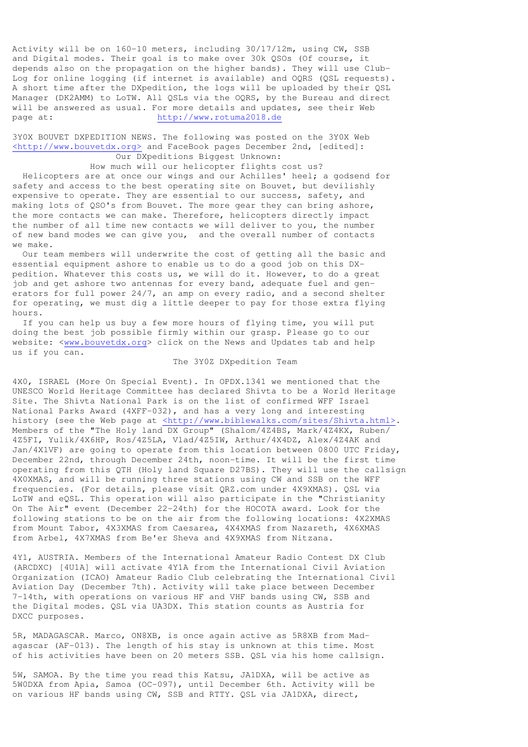Activity will be on 160-10 meters, including 30/17/12m, using CW, SSB and Digital modes. Their goal is to make over 30k QSOs (Of course, it depends also on the propagation on the higher bands). They will use Club-Log for online logging (if internet is available) and OQRS (QSL requests). A short time after the DXpedition, the logs will be uploaded by their QSL Manager (DK2AMM) to LoTW. All QSLs via the OQRS, by the Bureau and direct will be answered as usual. For more details and updates, see their Web page at: http://www.rotuma2018.de

3Y0X BOUVET DXPEDITION NEWS. The following was posted on the 3Y0X Web <http://www.bouvetdx.org> and FaceBook pages December 2nd, [edited]:

Our DXpeditions Biggest Unknown:
How much will our helicopter flights cost us?

Helicopters are at once our wings and our Achilles' heel; a godsend for safety and access to the best operating site on Bouvet, but devilishly expensive to operate. They are essential to our success, safety, and making lots of QSO's from Bouvet. The more gear they can bring ashore, the more contacts we can make. Therefore, helicopters directly impact the number of all time new contacts we will deliver to you, the number of new band modes we can give you, and the overall number of contacts we make.

Our team members will underwrite the cost of getting all the basic and essential equipment ashore to enable us to do a good job on this DX-pedition. Whatever this costs us, we will do it. However, to do a great job and get ashore two antennas for every band, adequate fuel and generators for full power 24/7, an amp on every radio, and a second shelter for operating, we must dig a little deeper to pay for those extra flying hours.

If you can help us buy a few more hours of flying time, you will put doing the best job possible firmly within our grasp. Please go to our website: <www.bouvetdx.org> click on the News and Updates tab and help us if you can.

The 3Y0Z DXpedition Team

4X0, ISRAEL (More On Special Event). In OPDX.1341 we mentioned that the UNESCO World Heritage Committee has declared Shivta to be a World Heritage Site. The Shivta National Park is on the list of confirmed WFF Israel National Parks Award (4XFF-032), and has a very long and interesting history (see the Web page at <http://www.biblewalks.com/sites/Shivta.html>. Members of the "The Holy land DX Group" (Shalom/4Z4BS, Mark/4Z4KX, Ruben/4Z5FI, Yulik/4X6HP, Ros/4Z5LA, Vlad/4Z5IW, Arthur/4X4DZ, Alex/4Z4AK and Jan/4X1VF) are going to operate from this location between 0800 UTC Friday, December 22nd, through December 24th, noon-time. It will be the first time operating from this QTH (Holy land Square D27BS). They will use the callsign 4X0XMAS, and will be running three stations using CW and SSB on the WFF frequencies. (For details, please visit QRZ.com under 4X9XMAS). QSL via LoTW and eQSL. This operation will also participate in the "Christianity On The Air" event (December 22-24th) for the HOCOTA award. Look for the following stations to be on the air from the following locations: 4X2XMAS from Mount Tabor, 4X3XMAS from Caesarea, 4X4XMAS from Nazareth, 4X6XMAS from Arbel, 4X7XMAS from Be'er Sheva and 4X9XMAS from Nitzana.

4Y1, AUSTRIA. Members of the International Amateur Radio Contest DX Club (ARCDXC) [4U1A] will activate 4Y1A from the International Civil Aviation Organization (ICAO) Amateur Radio Club celebrating the International Civil Aviation Day (December 7th). Activity will take place between December 7-14th, with operations on various HF and VHF bands using CW, SSB and the Digital modes. QSL via UA3DX. This station counts as Austria for DXCC purposes.

5R, MADAGASCAR. Marco, ON8XB, is once again active as 5R8XB from Madagascar (AF-013). The length of his stay is unknown at this time. Most of his activities have been on 20 meters SSB. QSL via his home callsign.

5W, SAMOA. By the time you read this Katsu, JA1DXA, will be active as 5W0DXA from Apia, Samoa (OC-097), until December 6th. Activity will be on various HF bands using CW, SSB and RTTY. QSL via JA1DXA, direct,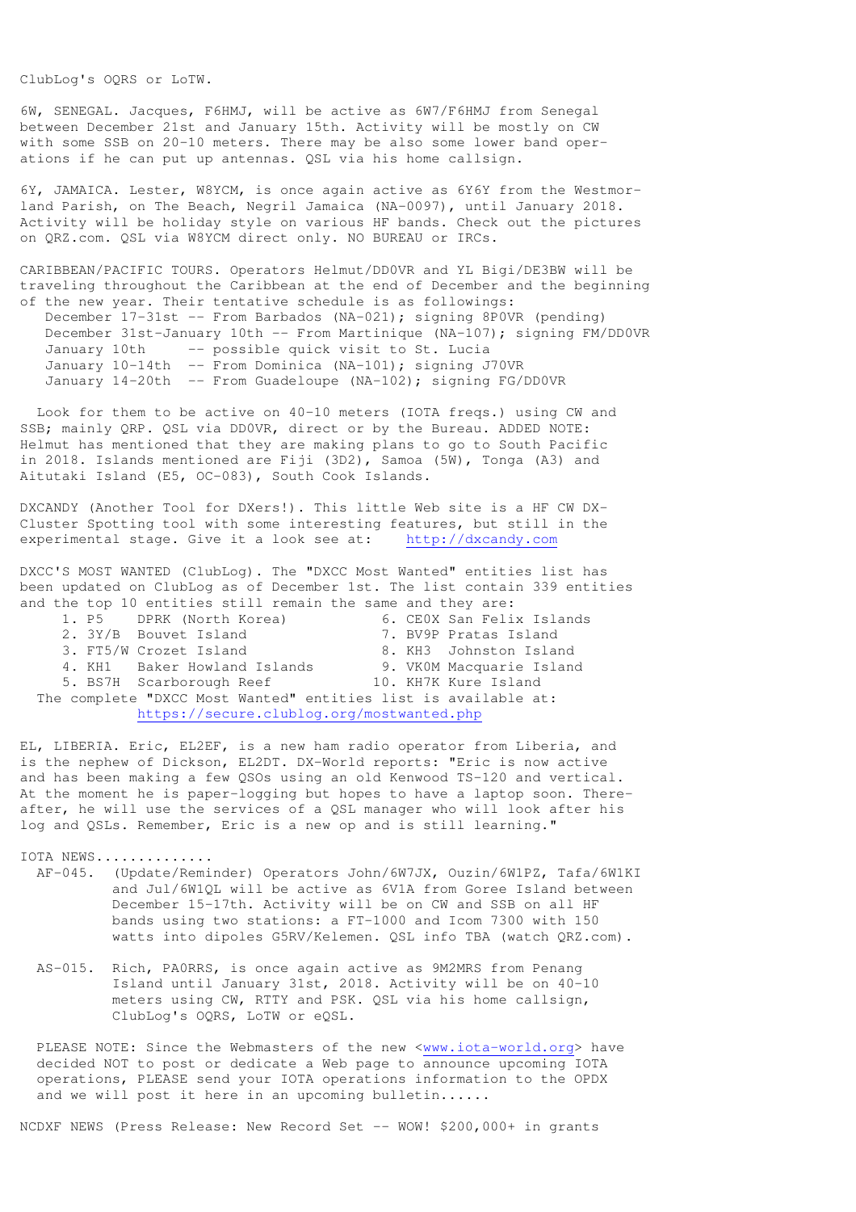ClubLog's OQRS or LoTW.

6W, SENEGAL. Jacques, F6HMJ, will be active as 6W7/F6HMJ from Senegal between December 21st and January 15th. Activity will be mostly on CW with some SSB on 20-10 meters. There may be also some lower band operations if he can put up antennas. QSL via his home callsign.

6Y, JAMAICA. Lester, W8YCM, is once again active as 6Y6Y from the Westmorland Parish, on The Beach, Negril Jamaica (NA-0097), until January 2018. Activity will be holiday style on various HF bands. Check out the pictures on QRZ.com. QSL via W8YCM direct only. NO BUREAU or IRCs.

CARIBBEAN/PACIFIC TOURS. Operators Helmut/DD0VR and YL Bigi/DE3BW will be traveling throughout the Caribbean at the end of December and the beginning of the new year. Their tentative schedule is as followings:

- December 17-31st -- From Barbados (NA-021); signing 8P0VR (pending)
- December 31st-January 10th -- From Martinique (NA-107); signing FM/DD0VR
- January 10th -- possible quick visit to St. Lucia
- January 10-14th -- From Dominica (NA-101); signing J70VR
- January 14-20th -- From Guadeloupe (NA-102); signing FG/DD0VR

Look for them to be active on 40-10 meters (IOTA freqs.) using CW and SSB; mainly QRP. QSL via DD0VR, direct or by the Bureau. ADDED NOTE: Helmut has mentioned that they are making plans to go to South Pacific in 2018. Islands mentioned are Fiji (3D2), Samoa (5W), Tonga (A3) and Aitutaki Island (E5, OC-083), South Cook Islands.

DXCANDY (Another Tool for DXers!). This little Web site is a HF CW DX-Cluster Spotting tool with some interesting features, but still in the experimental stage. Give it a look see at: http://dxcandy.com

DXCC'S MOST WANTED (ClubLog). The "DXCC Most Wanted" entities list has been updated on ClubLog as of December 1st. The list contain 339 entities and the top 10 entities still remain the same and they are:

1. P5 DPRK (North Korea)
2. 3Y/B Bouvet Island
3. FT5/W Crozet Island
4. KH1 Baker Howland Islands
5. BS7H Scarborough Reef
6. CE0X San Felix Islands
7. BV9P Pratas Island
8. KH3 Johnston Island
9. VK0M Macquarie Island
10. KH7K Kure Island

The complete "DXCC Most Wanted" entities list is available at: https://secure.clublog.org/mostwanted.php

EL, LIBERIA. Eric, EL2EF, is a new ham radio operator from Liberia, and is the nephew of Dickson, EL2DT. DX-World reports: "Eric is now active and has been making a few QSOs using an old Kenwood TS-120 and vertical. At the moment he is paper-logging but hopes to have a laptop soon. Thereafter, he will use the services of a QSL manager who will look after his log and QSLs. Remember, Eric is a new op and is still learning."

IOTA NEWS.............

AF-045. (Update/Reminder) Operators John/6W7JX, Ouzin/6W1PZ, Tafa/6W1KI and Jul/6W1QL will be active as 6V1A from Goree Island between December 15-17th. Activity will be on CW and SSB on all HF bands using two stations: a FT-1000 and Icom 7300 with 150 watts into dipoles G5RV/Kelemen. QSL info TBA (watch QRZ.com).

AS-015. Rich, PA0RRS, is once again active as 9M2MRS from Penang Island until January 31st, 2018. Activity will be on 40-10 meters using CW, RTTY and PSK. QSL via his home callsign, ClubLog's OQRS, LoTW or eQSL.

PLEASE NOTE: Since the Webmasters of the new <www.iota-world.org> have decided NOT to post or dedicate a Web page to announce upcoming IOTA operations, PLEASE send your IOTA operations information to the OPDX and we will post it here in an upcoming bulletin......

NCDXF NEWS (Press Release: New Record Set -- WOW! $200,000+ in grants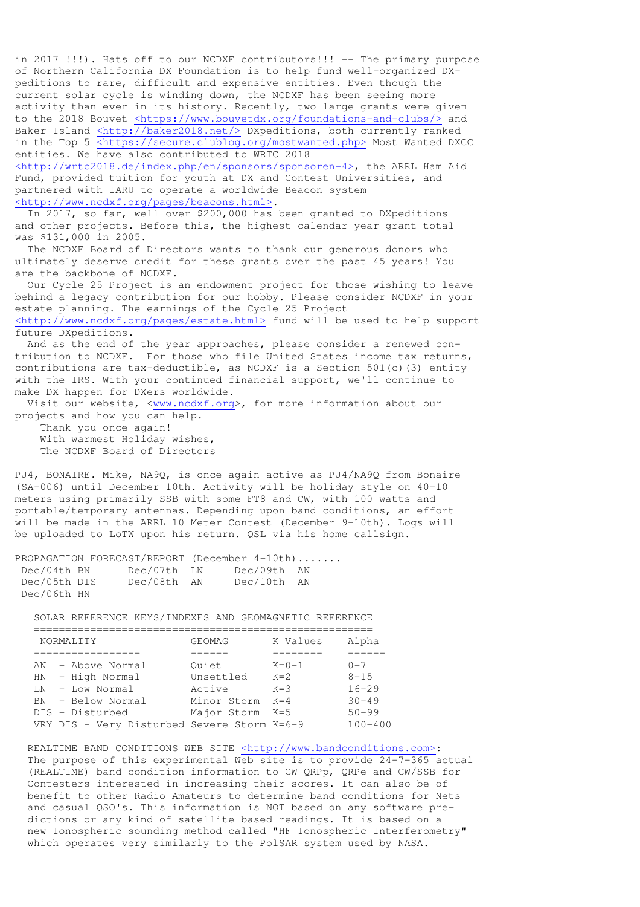in 2017 !!!). Hats off to our NCDXF contributors!!! -- The primary purpose of Northern California DX Foundation is to help fund well-organized DX-peditions to rare, difficult and expensive entities. Even though the current solar cycle is winding down, the NCDXF has been seeing more activity than ever in its history. Recently, two large grants were given to the 2018 Bouvet <https://www.bouvetdx.org/foundations-and-clubs/> and Baker Island <http://baker2018.net/> DXpeditions, both currently ranked in the Top 5 <https://secure.clublog.org/mostwanted.php> Most Wanted DXCC entities. We have also contributed to WRTC 2018 <http://wrtc2018.de/index.php/en/sponsors/sponsoren-4>, the ARRL Ham Aid Fund, provided tuition for youth at DX and Contest Universities, and partnered with IARU to operate a worldwide Beacon system <http://www.ncdxf.org/pages/beacons.html>.

In 2017, so far, well over $200,000 has been granted to DXpeditions and other projects. Before this, the highest calendar year grant total was $131,000 in 2005.

The NCDXF Board of Directors wants to thank our generous donors who ultimately deserve credit for these grants over the past 45 years! You are the backbone of NCDXF.

Our Cycle 25 Project is an endowment project for those wishing to leave behind a legacy contribution for our hobby. Please consider NCDXF in your estate planning. The earnings of the Cycle 25 Project <http://www.ncdxf.org/pages/estate.html> fund will be used to help support future DXpeditions.

And as the end of the year approaches, please consider a renewed contribution to NCDXF. For those who file United States income tax returns, contributions are tax-deductible, as NCDXF is a Section 501(c)(3) entity with the IRS. With your continued financial support, we'll continue to make DX happen for DXers worldwide.

Visit our website, <www.ncdxf.org>, for more information about our projects and how you can help.

Thank you once again!
With warmest Holiday wishes,
The NCDXF Board of Directors

PJ4, BONAIRE. Mike, NA9Q, is once again active as PJ4/NA9Q from Bonaire (SA-006) until December 10th. Activity will be holiday style on 40-10 meters using primarily SSB with some FT8 and CW, with 100 watts and portable/temporary antennas. Depending upon band conditions, an effort will be made in the ARRL 10 Meter Contest (December 9-10th). Logs will be uploaded to LoTW upon his return. QSL via his home callsign.

PROPAGATION FORECAST/REPORT (December 4-10th).......

```
 Dec/04th BN      Dec/07th  LN     Dec/09th  AN
 Dec/05th DIS     Dec/08th  AN     Dec/10th  AN
 Dec/06th HN
```

SOLAR REFERENCE KEYS/INDEXES AND GEOMAGNETIC REFERENCE

| NORMALITY | GEOMAG | K Values | Alpha |
|---|---|---|---|
| AN - Above Normal | Quiet | K=0-1 | 0-7 |
| HN - High Normal | Unsettled | K=2 | 8-15 |
| LN - Low Normal | Active | K=3 | 16-29 |
| BN - Below Normal | Minor Storm | K=4 | 30-49 |
| DIS - Disturbed | Major Storm | K=5 | 50-99 |
| VRY DIS - Very Disturbed | Severe Storm | K=6-9 | 100-400 |

REALTIME BAND CONDITIONS WEB SITE <http://www.bandconditions.com>: The purpose of this experimental Web site is to provide 24-7-365 actual (REALTIME) band condition information to CW QRPp, QRPe and CW/SSB for Contesters interested in increasing their scores. It can also be of benefit to other Radio Amateurs to determine band conditions for Nets and casual QSO's. This information is NOT based on any software predictions or any kind of satellite based readings. It is based on a new Ionospheric sounding method called "HF Ionospheric Interferometry" which operates very similarly to the PolSAR system used by NASA.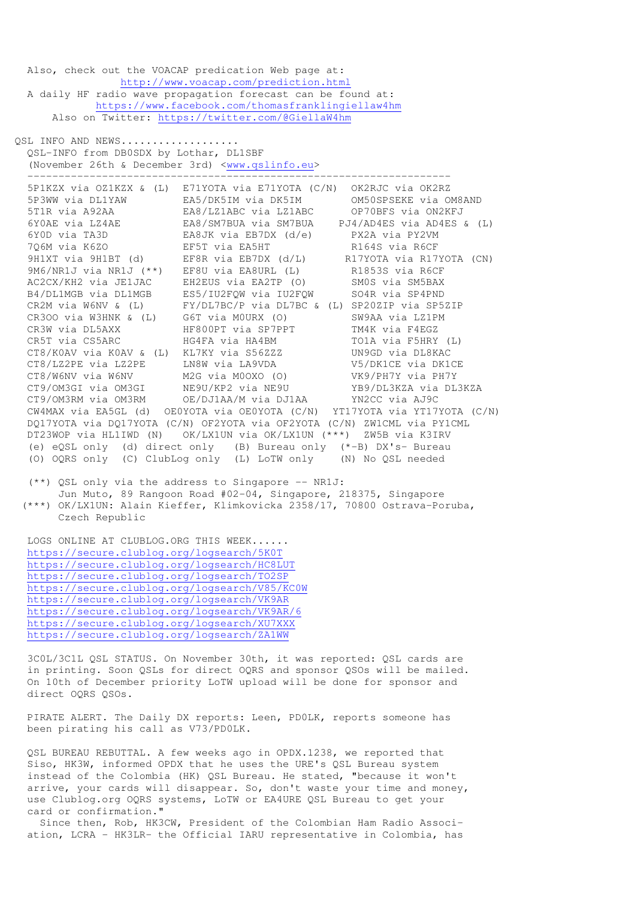Also, check out the VOACAP predication Web page at:
http://www.voacap.com/prediction.html
A daily HF radio wave propagation forecast can be found at:
https://www.facebook.com/thomasfranklingiellaw4hm
Also on Twitter: https://twitter.com/@GiellaW4hm

## QSL INFO AND NEWS..................

QSL-INFO from DB0SDX by Lothar, DL1SBF
(November 26th & December 3rd) <www.qslinfo.eu>

```
-------------------------------------------------------------------
5P1KZX via OZ1KZX & (L)  E71YOTA via E71YOTA (C/N)  OK2RJC via OK2RZ
5P3WW via DL1YAW         EA5/DK5IM via DK5IM        OM50SPSEKE via OM8AND
5T1R via A92AA           EA8/LZ1ABC via LZ1ABC      OP70BFS via ON2KFJ
6Y0AE via LZ4AE          EA8/SM7BUA via SM7BUA    PJ4/AD4ES via AD4ES & (L)
6Y0D via TA3D            EA8JK via EB7DX (d/e)      PX2A via PY2VM
7Q6M via K6ZO            EF5T via EA5HT             R164S via R6CF
9H1XT via 9H1BT (d)      EF8R via EB7DX (d/L)      R17YOTA via R17YOTA (CN)
9M6/NR1J via NR1J (**)   EF8U via EA8URL (L)        R1853S via R6CF
AC2CX/KH2 via JE1JAC     EH2EUS via EA2TP (O)       SM0S via SM5BAX
B4/DL1MGB via DL1MGB     ES5/IU2FQW via IU2FQW      SO4R via SP4PND
CR2M via W6NV & (L)      FY/DL7BC/P via DL7BC & (L) SP20ZIP via SP5ZIP
CR3OO via W3HNK & (L)    G6T via M0URX (O)          SW9AA via LZ1PM
CR3W via DL5AXX          HF800PT via SP7PPT         TM4K via F4EGZ
CR5T via CS5ARC          HG4FA via HA4BM            TO1A via F5HRY (L)
CT8/K0AV via K0AV & (L)  KL7KY via S56ZZZ           UN9GD via DL8KAC
CT8/LZ2PE via LZ2PE      LN8W via LA9VDA            V5/DK1CE via DK1CE
CT8/W6NV via W6NV        M2G via M0OXO (O)          VK9/PH7Y via PH7Y
CT9/OM3GI via OM3GI      NE9U/KP2 via NE9U          YB9/DL3KZA via DL3KZA
CT9/OM3RM via OM3RM      OE/DJ1AA/M via DJ1AA       YN2CC via AJ9C
CW4MAX via EA5GL (d)  OE0YOTA via OE0YOTA (C/N)  YT17YOTA via YT17YOTA (C/N)
DQ17YOTA via DQ17YOTA (C/N) OF2YOTA via OF2YOTA (C/N) ZW1CML via PY1CML
DT23WOP via HL1IWD (N)   OK/LX1UN via OK/LX1UN (***)  ZW5B via K3IRV
(e) eQSL only  (d) direct only   (B) Bureau only  (*-B) DX's- Bureau
(O) OQRS only  (C) ClubLog only  (L) LoTW only    (N) No QSL needed
```

(**) QSL only via the address to Singapore -- NR1J:
Jun Muto, 89 Rangoon Road #02-04, Singapore, 218375, Singapore

(***) OK/LX1UN: Alain Kieffer, Klimkovicka 2358/17, 70800 Ostrava-Poruba, Czech Republic

LOGS ONLINE AT CLUBLOG.ORG THIS WEEK......
https://secure.clublog.org/logsearch/5K0T
https://secure.clublog.org/logsearch/HC8LUT
https://secure.clublog.org/logsearch/TO2SP
https://secure.clublog.org/logsearch/V85/KC0W
https://secure.clublog.org/logsearch/VK9AR
https://secure.clublog.org/logsearch/VK9AR/6
https://secure.clublog.org/logsearch/XU7XXX
https://secure.clublog.org/logsearch/ZA1WW

3C0L/3C1L QSL STATUS. On November 30th, it was reported: QSL cards are in printing. Soon QSLs for direct OQRS and sponsor QSOs will be mailed. On 10th of December priority LoTW upload will be done for sponsor and direct OQRS QSOs.

PIRATE ALERT. The Daily DX reports: Leen, PD0LK, reports someone has been pirating his call as V73/PD0LK.

QSL BUREAU REBUTTAL. A few weeks ago in OPDX.1238, we reported that Siso, HK3W, informed OPDX that he uses the URE's QSL Bureau system instead of the Colombia (HK) QSL Bureau. He stated, "because it won't arrive, your cards will disappear. So, don't waste your time and money, use Clublog.org OQRS systems, LoTW or EA4URE QSL Bureau to get your card or confirmation."

Since then, Rob, HK3CW, President of the Colombian Ham Radio Association, LCRA - HK3LR- the Official IARU representative in Colombia, has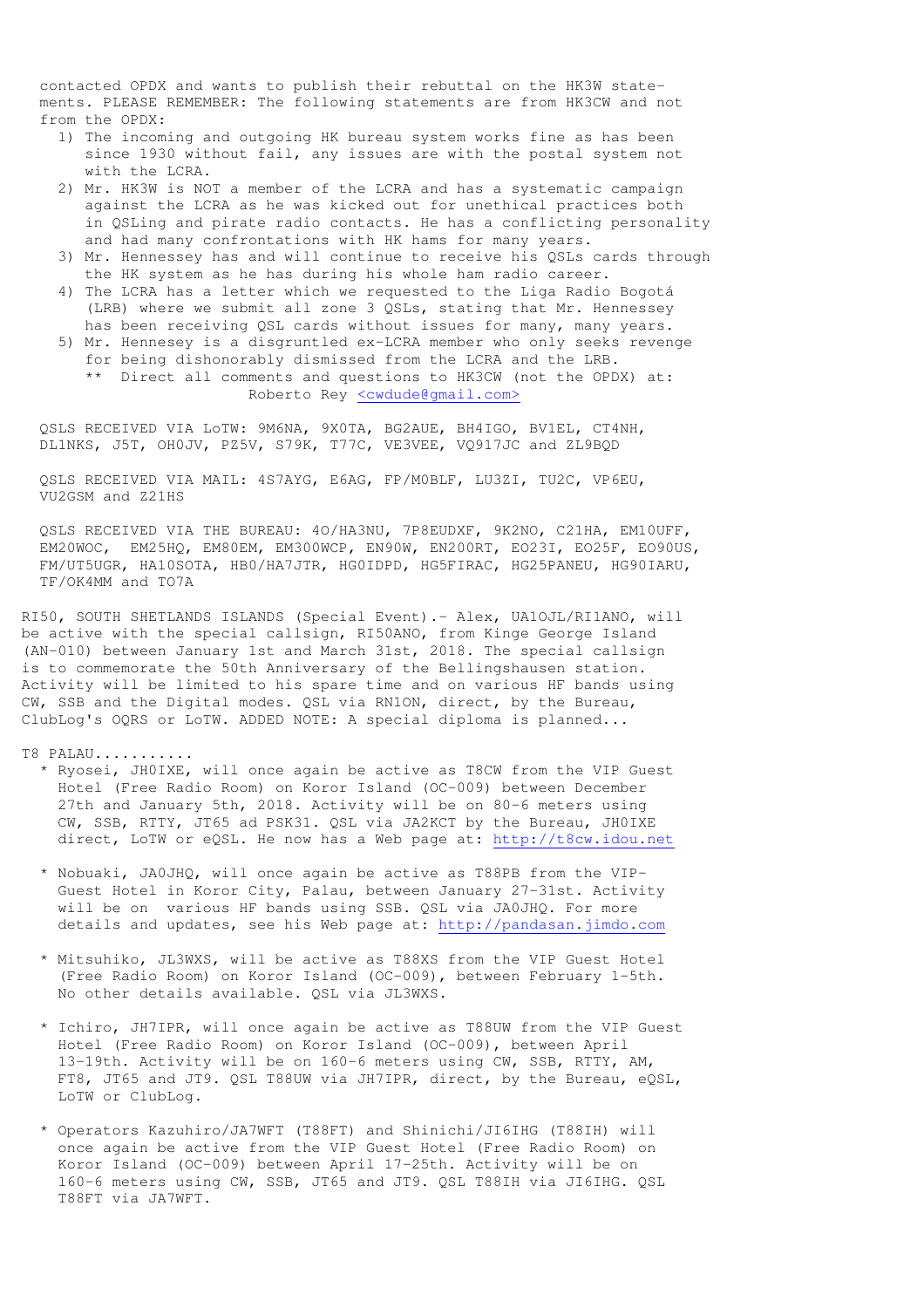contacted OPDX and wants to publish their rebuttal on the HK3W statements. PLEASE REMEMBER: The following statements are from HK3CW and not from the OPDX:

1) The incoming and outgoing HK bureau system works fine as has been since 1930 without fail, any issues are with the postal system not with the LCRA.
2) Mr. HK3W is NOT a member of the LCRA and has a systematic campaign against the LCRA as he was kicked out for unethical practices both in QSLing and pirate radio contacts. He has a conflicting personality and had many confrontations with HK hams for many years.
3) Mr. Hennessey has and will continue to receive his QSLs cards through the HK system as he has during his whole ham radio career.
4) The LCRA has a letter which we requested to the Liga Radio Bogotá (LRB) where we submit all zone 3 QSLs, stating that Mr. Hennessey has been receiving QSL cards without issues for many, many years.
5) Mr. Hennesey is a disgruntled ex-LCRA member who only seeks revenge for being dishonorably dismissed from the LCRA and the LRB.

** Direct all comments and questions to HK3CW (not the OPDX) at: Roberto Rey <cwdude@gmail.com>

QSLS RECEIVED VIA LoTW: 9M6NA, 9X0TA, BG2AUE, BH4IGO, BV1EL, CT4NH, DL1NKS, J5T, OH0JV, PZ5V, S79K, T77C, VE3VEE, VQ917JC and ZL9BQD

QSLS RECEIVED VIA MAIL: 4S7AYG, E6AG, FP/M0BLF, LU3ZI, TU2C, VP6EU, VU2GSM and Z21HS

QSLS RECEIVED VIA THE BUREAU: 4O/HA3NU, 7P8EUDXF, 9K2NO, C21HA, EM10UFF, EM20WOC, EM25HQ, EM80EM, EM300WCP, EN90W, EN200RT, EO23I, EO25F, EO90US, FM/UT5UGR, HA10SOTA, HB0/HA7JTR, HG0IDPD, HG5FIRAC, HG25PANEU, HG90IARU, TF/OK4MM and TO7A

RI50, SOUTH SHETLANDS ISLANDS (Special Event).- Alex, UA1OJL/RI1ANO, will be active with the special callsign, RI50ANO, from Kinge George Island (AN-010) between January 1st and March 31st, 2018. The special callsign is to commemorate the 50th Anniversary of the Bellingshausen station. Activity will be limited to his spare time and on various HF bands using CW, SSB and the Digital modes. QSL via RN1ON, direct, by the Bureau, ClubLog's OQRS or LoTW. ADDED NOTE: A special diploma is planned...

T8 PALAU...........

* Ryosei, JH0IXE, will once again be active as T8CW from the VIP Guest Hotel (Free Radio Room) on Koror Island (OC-009) between December 27th and January 5th, 2018. Activity will be on 80-6 meters using CW, SSB, RTTY, JT65 ad PSK31. QSL via JA2KCT by the Bureau, JH0IXE direct, LoTW or eQSL. He now has a Web page at: http://t8cw.idou.net

* Nobuaki, JA0JHQ, will once again be active as T88PB from the VIP-Guest Hotel in Koror City, Palau, between January 27-31st. Activity will be on various HF bands using SSB. QSL via JA0JHQ. For more details and updates, see his Web page at: http://pandasan.jimdo.com

* Mitsuhiko, JL3WXS, will be active as T88XS from the VIP Guest Hotel (Free Radio Room) on Koror Island (OC-009), between February 1-5th. No other details available. QSL via JL3WXS.

* Ichiro, JH7IPR, will once again be active as T88UW from the VIP Guest Hotel (Free Radio Room) on Koror Island (OC-009), between April 13-19th. Activity will be on 160-6 meters using CW, SSB, RTTY, AM, FT8, JT65 and JT9. QSL T88UW via JH7IPR, direct, by the Bureau, eQSL, LoTW or ClubLog.

* Operators Kazuhiro/JA7WFT (T88FT) and Shinichi/JI6IHG (T88IH) will once again be active from the VIP Guest Hotel (Free Radio Room) on Koror Island (OC-009) between April 17-25th. Activity will be on 160-6 meters using CW, SSB, JT65 and JT9. QSL T88IH via JI6IHG. QSL T88FT via JA7WFT.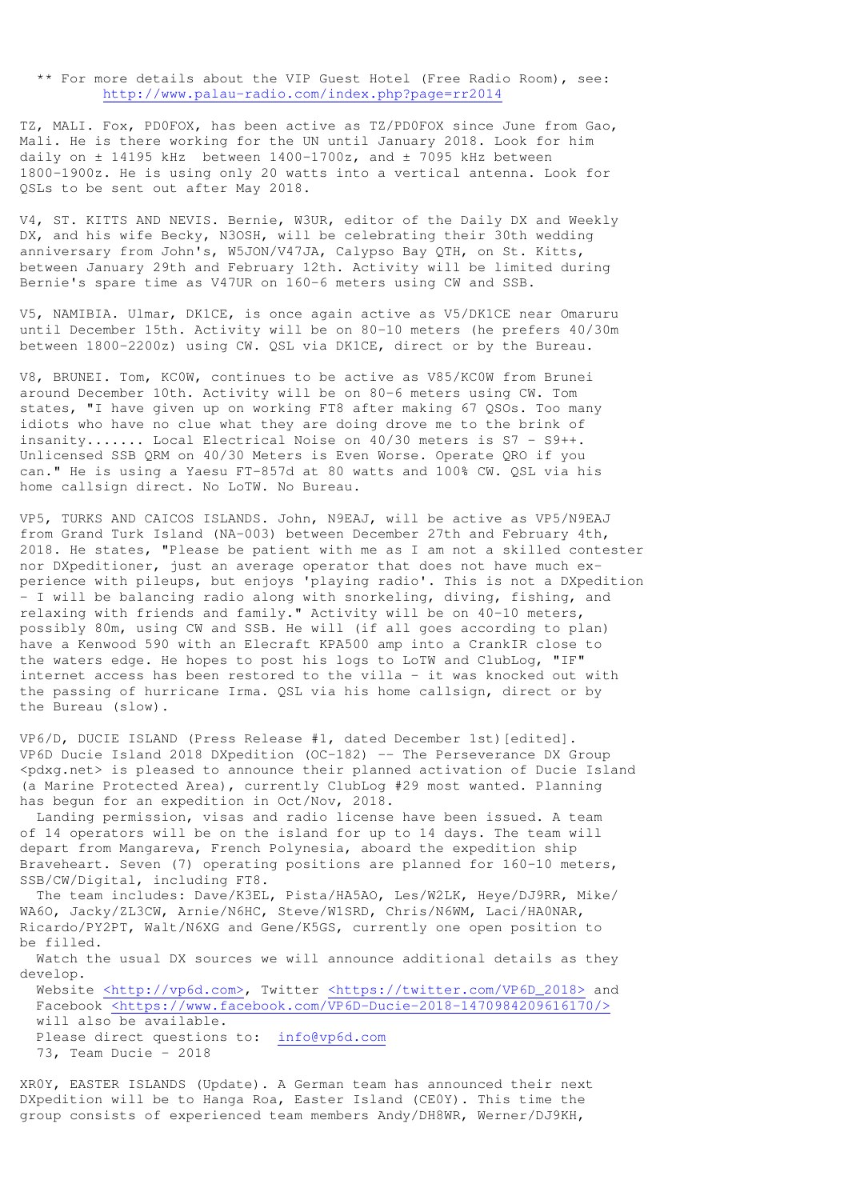** For more details about the VIP Guest Hotel (Free Radio Room), see:
http://www.palau-radio.com/index.php?page=rr2014

TZ, MALI. Fox, PD0FOX, has been active as TZ/PD0FOX since June from Gao, Mali. He is there working for the UN until January 2018. Look for him daily on ± 14195 kHz between 1400-1700z, and ± 7095 kHz between 1800-1900z. He is using only 20 watts into a vertical antenna. Look for QSLs to be sent out after May 2018.

V4, ST. KITTS AND NEVIS. Bernie, W3UR, editor of the Daily DX and Weekly DX, and his wife Becky, N3OSH, will be celebrating their 30th wedding anniversary from John's, W5JON/V47JA, Calypso Bay QTH, on St. Kitts, between January 29th and February 12th. Activity will be limited during Bernie's spare time as V47UR on 160-6 meters using CW and SSB.

V5, NAMIBIA. Ulmar, DK1CE, is once again active as V5/DK1CE near Omaruru until December 15th. Activity will be on 80-10 meters (he prefers 40/30m between 1800-2200z) using CW. QSL via DK1CE, direct or by the Bureau.

V8, BRUNEI. Tom, KC0W, continues to be active as V85/KC0W from Brunei around December 10th. Activity will be on 80-6 meters using CW. Tom states, "I have given up on working FT8 after making 67 QSOs. Too many idiots who have no clue what they are doing drove me to the brink of insanity....... Local Electrical Noise on 40/30 meters is S7 - S9++. Unlicensed SSB QRM on 40/30 Meters is Even Worse. Operate QRO if you can." He is using a Yaesu FT-857d at 80 watts and 100% CW. QSL via his home callsign direct. No LoTW. No Bureau.

VP5, TURKS AND CAICOS ISLANDS. John, N9EAJ, will be active as VP5/N9EAJ from Grand Turk Island (NA-003) between December 27th and February 4th, 2018. He states, "Please be patient with me as I am not a skilled contester nor DXpeditioner, just an average operator that does not have much experience with pileups, but enjoys 'playing radio'. This is not a DXpedition - I will be balancing radio along with snorkeling, diving, fishing, and relaxing with friends and family." Activity will be on 40-10 meters, possibly 80m, using CW and SSB. He will (if all goes according to plan) have a Kenwood 590 with an Elecraft KPA500 amp into a CrankIR close to the waters edge. He hopes to post his logs to LoTW and ClubLog, "IF" internet access has been restored to the villa - it was knocked out with the passing of hurricane Irma. QSL via his home callsign, direct or by the Bureau (slow).

VP6/D, DUCIE ISLAND (Press Release #1, dated December 1st)[edited]. VP6D Ducie Island 2018 DXpedition (OC-182) -- The Perseverance DX Group <pdxg.net> is pleased to announce their planned activation of Ducie Island (a Marine Protected Area), currently ClubLog #29 most wanted. Planning has begun for an expedition in Oct/Nov, 2018.

Landing permission, visas and radio license have been issued. A team of 14 operators will be on the island for up to 14 days. The team will depart from Mangareva, French Polynesia, aboard the expedition ship Braveheart. Seven (7) operating positions are planned for 160-10 meters, SSB/CW/Digital, including FT8.

The team includes: Dave/K3EL, Pista/HA5AO, Les/W2LK, Heye/DJ9RR, Mike/WA6O, Jacky/ZL3CW, Arnie/N6HC, Steve/W1SRD, Chris/N6WM, Laci/HA0NAR, Ricardo/PY2PT, Walt/N6XG and Gene/K5GS, currently one open position to be filled.

Watch the usual DX sources we will announce additional details as they develop.

Website <http://vp6d.com>, Twitter <https://twitter.com/VP6D_2018> and Facebook <https://www.facebook.com/VP6D-Ducie-2018-1470984209616170/> will also be available.

Please direct questions to: info@vp6d.com

73, Team Ducie - 2018

XR0Y, EASTER ISLANDS (Update). A German team has announced their next DXpedition will be to Hanga Roa, Easter Island (CE0Y). This time the group consists of experienced team members Andy/DH8WR, Werner/DJ9KH,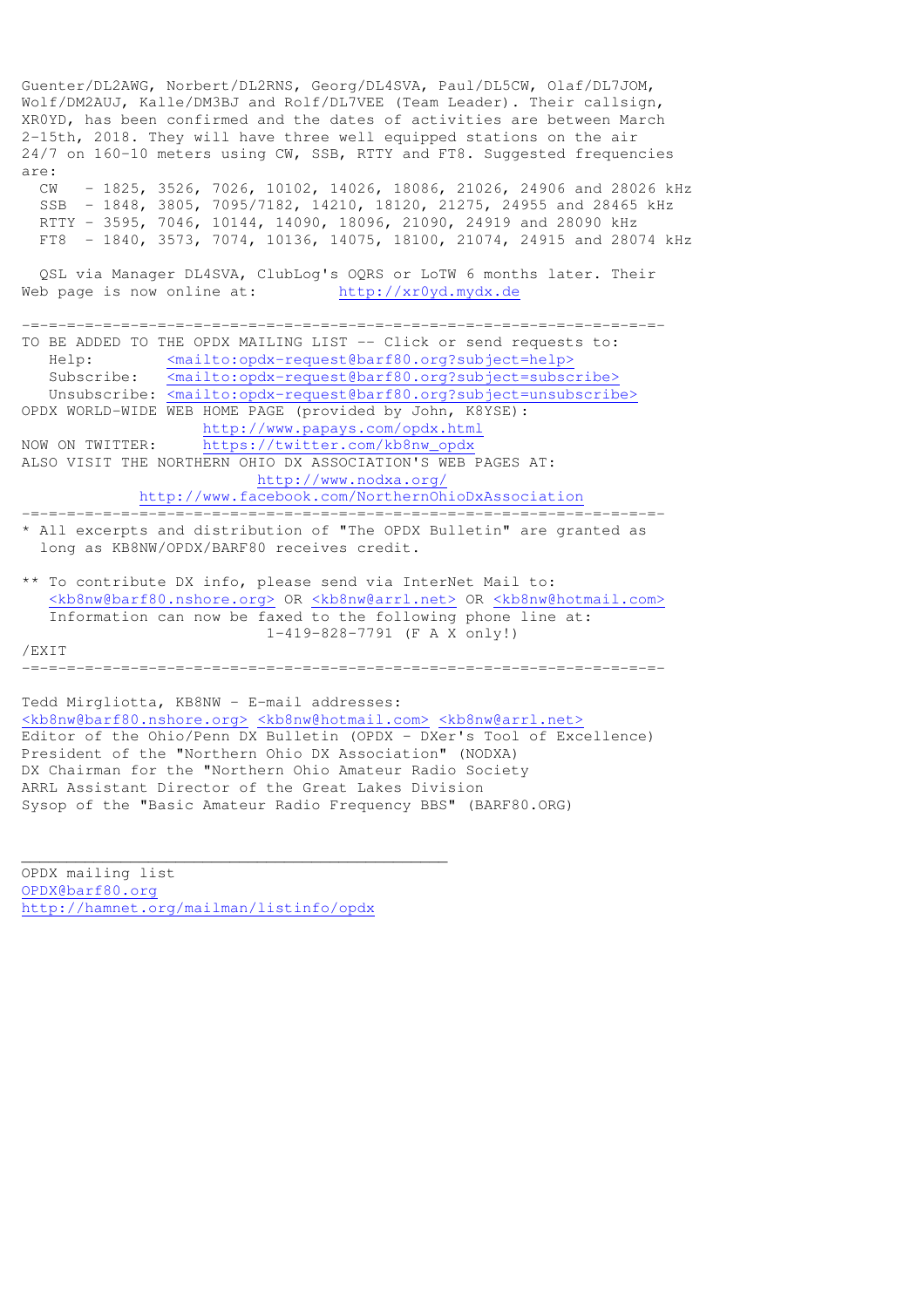Guenter/DL2AWG, Norbert/DL2RNS, Georg/DL4SVA, Paul/DL5CW, Olaf/DL7JOM, Wolf/DM2AUJ, Kalle/DM3BJ and Rolf/DL7VEE (Team Leader). Their callsign, XR0YD, has been confirmed and the dates of activities are between March 2-15th, 2018. They will have three well equipped stations on the air 24/7 on 160-10 meters using CW, SSB, RTTY and FT8. Suggested frequencies are:

```
  CW   - 1825, 3526, 7026, 10102, 14026, 18086, 21026, 24906 and 28026 kHz
  SSB  - 1848, 3805, 7095/7182, 14210, 18120, 21275, 24955 and 28465 kHz
  RTTY - 3595, 7046, 10144, 14090, 18096, 21090, 24919 and 28090 kHz
  FT8  - 1840, 3573, 7074, 10136, 14075, 18100, 21074, 24915 and 28074 kHz
```

QSL via Manager DL4SVA, ClubLog's OQRS or LoTW 6 months later. Their Web page is now online at: http://xr0yd.mydx.de

-=-=-=-=-=-=-=-=-=-=-=-=-=-=-=-=-=-=-=-=-=-=-=-=-=-=-=-=-=-=-=-=-=-=-=-

TO BE ADDED TO THE OPDX MAILING LIST -- Click or send requests to:
   Help:        <mailto:opdx-request@barf80.org?subject=help>
   Subscribe:   <mailto:opdx-request@barf80.org?subject=subscribe>
   Unsubscribe: <mailto:opdx-request@barf80.org?subject=unsubscribe>
OPDX WORLD-WIDE WEB HOME PAGE (provided by John, K8YSE):
                    http://www.papays.com/opdx.html
NOW ON TWITTER:     https://twitter.com/kb8nw_opdx
ALSO VISIT THE NORTHERN OHIO DX ASSOCIATION'S WEB PAGES AT:
                          http://www.nodxa.org/
             http://www.facebook.com/NorthernOhioDxAssociation

-=-=-=-=-=-=-=-=-=-=-=-=-=-=-=-=-=-=-=-=-=-=-=-=-=-=-=-=-=-=-=-=-=-=-=-

* All excerpts and distribution of "The OPDX Bulletin" are granted as long as KB8NW/OPDX/BARF80 receives credit.

** To contribute DX info, please send via InterNet Mail to:
   <kb8nw@barf80.nshore.org> OR <kb8nw@arrl.net> OR <kb8nw@hotmail.com>
   Information can now be faxed to the following phone line at:
                          1-419-828-7791 (F A X only!)

/EXIT

-=-=-=-=-=-=-=-=-=-=-=-=-=-=-=-=-=-=-=-=-=-=-=-=-=-=-=-=-=-=-=-=-=-=-=-

Tedd Mirgliotta, KB8NW - E-mail addresses:
<kb8nw@barf80.nshore.org> <kb8nw@hotmail.com> <kb8nw@arrl.net>
Editor of the Ohio/Penn DX Bulletin (OPDX - DXer's Tool of Excellence)
President of the "Northern Ohio DX Association" (NODXA)
DX Chairman for the "Northern Ohio Amateur Radio Society
ARRL Assistant Director of the Great Lakes Division
Sysop of the "Basic Amateur Radio Frequency BBS" (BARF80.ORG)

---

OPDX mailing list
OPDX@barf80.org
http://hamnet.org/mailman/listinfo/opdx